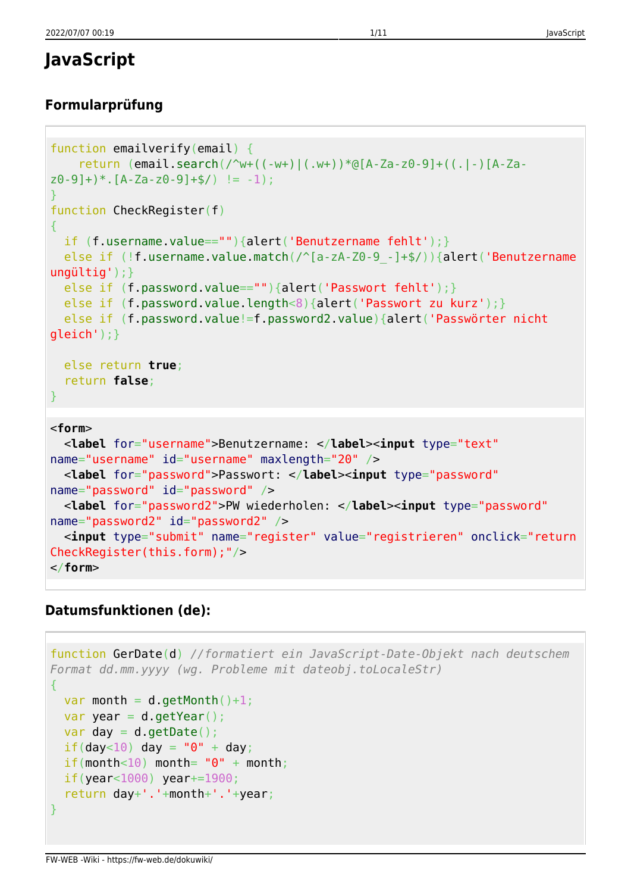# JavaScript

## Formularprüfung

```
function emailverify(email) {
    return (email.search(/^w+((-w+)|(.w+))*@[A-Za-z0-9]+((.|-)[A-Za-z0-9]+)*.[A-Za-z0-9]+$/) != -1);
}
function CheckRegister(f)
{
  if (f.username.value==""){alert('Benutzername fehlt');}
  else if (!f.username.value.match(/^[a-zA-Z0-9_-]+$/)){alert('Benutzername ungültig');}
  else if (f.password.value==""){alert('Passwort fehlt');}
  else if (f.password.value.length<8){alert('Passwort zu kurz');}
  else if (f.password.value!=f.password2.value){alert('Passwörter nicht gleich');}

  else return true;
  return false;
}
```

```
<form>
  <label for="username">Benutzername: </label><input type="text" name="username" id="username" maxlength="20" />
  <label for="password">Passwort: </label><input type="password" name="password" id="password" />
  <label for="password2">PW wiederholen: </label><input type="password" name="password2" id="password2" />
  <input type="submit" name="register" value="registrieren" onclick="return CheckRegister(this.form);"/>
</form>
```

## Datumsfunktionen (de):

```
function GerDate(d) //formatiert ein JavaScript-Date-Objekt nach deutschem Format dd.mm.yyyy (wg. Probleme mit dateobj.toLocaleStr)
{
  var month = d.getMonth()+1;
  var year = d.getYear();
  var day = d.getDate();
  if(day<10) day = "0" + day;
  if(month<10) month= "0" + month;
  if(year<1000) year+=1900;
  return day+'.'+month+'.'+year;
}
```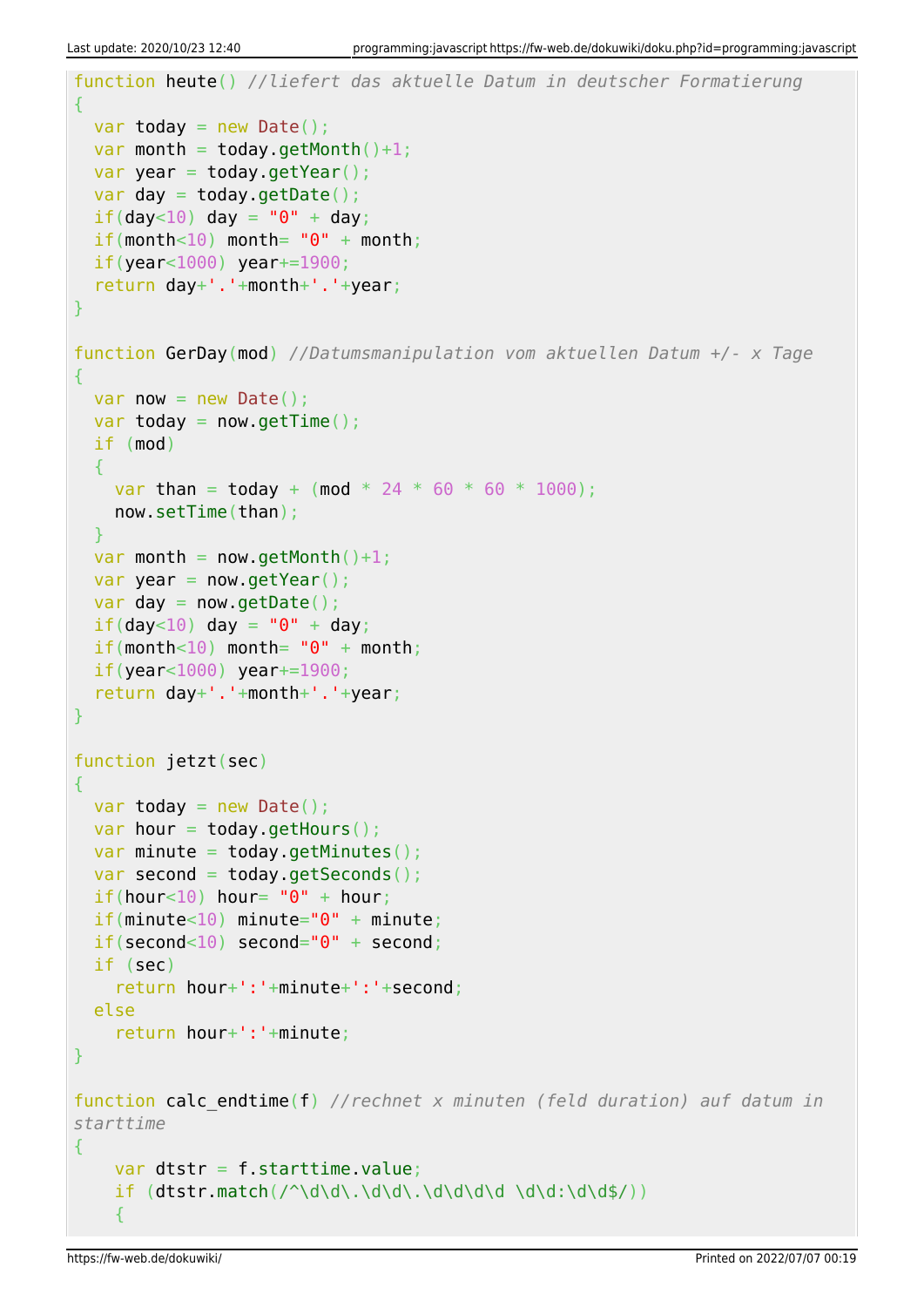```
function heute() //liefert das aktuelle Datum in deutscher Formatierung
{
  var today = new Date();
  var month = today.getMonth()+1;
  var year = today.getYear();
  var day = today.getDate();
  if(day<10) day = "0" + day;
  if(month<10) month= "0" + month;
  if(year<1000) year+=1900;
  return day+'.'+month+'.'+year;
}

function GerDay(mod) //Datumsmanipulation vom aktuellen Datum +/- x Tage
{
  var now = new Date();
  var today = now.getTime();
  if (mod)
  {
    var than = today + (mod * 24 * 60 * 60 * 1000);
    now.setTime(than);
  }
  var month = now.getMonth()+1;
  var year = now.getYear();
  var day = now.getDate();
  if(day<10) day = "0" + day;
  if(month<10) month= "0" + month;
  if(year<1000) year+=1900;
  return day+'.'+month+'.'+year;
}

function jetzt(sec)
{
  var today = new Date();
  var hour = today.getHours();
  var minute = today.getMinutes();
  var second = today.getSeconds();
  if(hour<10) hour= "0" + hour;
  if(minute<10) minute="0" + minute;
  if(second<10) second="0" + second;
  if (sec)
    return hour+':'+minute+':'+second;
  else
    return hour+':'+minute;
}

function calc_endtime(f) //rechnet x minuten (feld duration) auf datum in starttime
{
    var dtstr = f.starttime.value;
    if (dtstr.match(/^\d\d\.\d\d\.\d\d\d\d \d\d:\d\d$/))
    {
```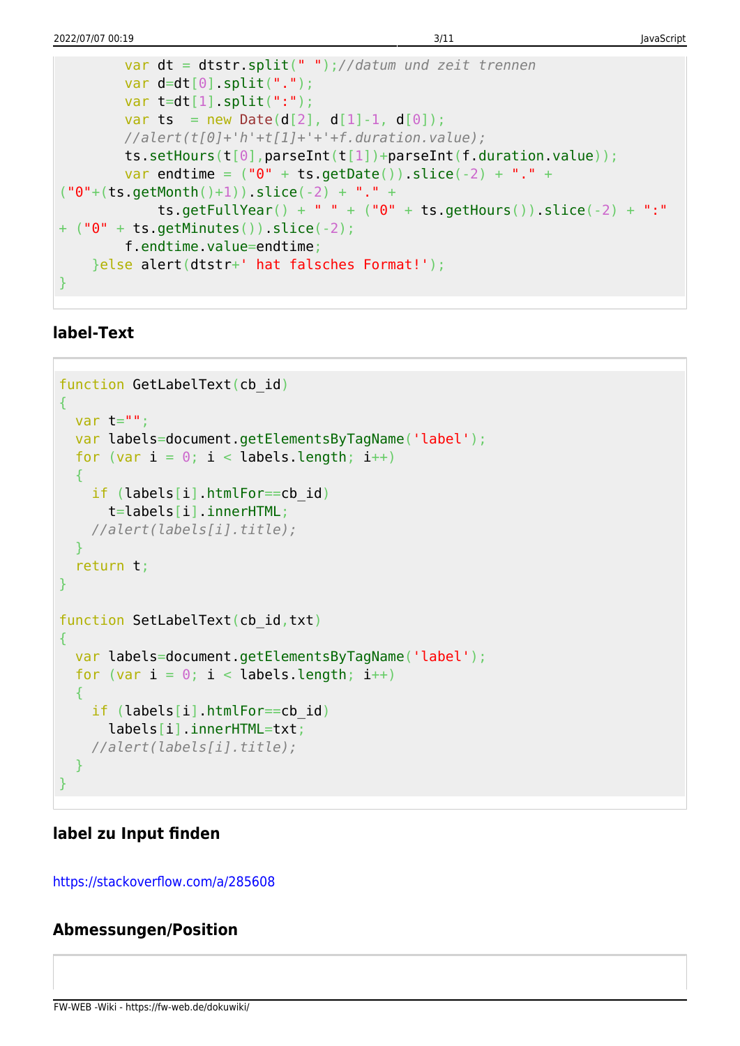```
        var dt = dtstr.split(" ");//datum und zeit trennen
        var d=dt[0].split(".");
        var t=dt[1].split(":");
        var ts  = new Date(d[2], d[1]-1, d[0]);
        //alert(t[0]+'h'+t[1]+'+'+f.duration.value);
        ts.setHours(t[0],parseInt(t[1])+parseInt(f.duration.value));
        var endtime = ("0" + ts.getDate()).slice(-2) + "." +
("0"+(ts.getMonth()+1)).slice(-2) + "." +
            ts.getFullYear() + " " + ("0" + ts.getHours()).slice(-2) + ":"
+ ("0" + ts.getMinutes()).slice(-2);
        f.endtime.value=endtime;
    }else alert(dtstr+' hat falsches Format!');
}
```

### label-Text

```
function GetLabelText(cb_id)
{
  var t="";
  var labels=document.getElementsByTagName('label');
  for (var i = 0; i < labels.length; i++)
  {
    if (labels[i].htmlFor==cb_id)
      t=labels[i].innerHTML;
    //alert(labels[i].title);
  }
  return t;
}

function SetLabelText(cb_id,txt)
{
  var labels=document.getElementsByTagName('label');
  for (var i = 0; i < labels.length; i++)
  {
    if (labels[i].htmlFor==cb_id)
      labels[i].innerHTML=txt;
    //alert(labels[i].title);
  }
}
```

### label zu Input finden

https://stackoverflow.com/a/285608

### Abmessungen/Position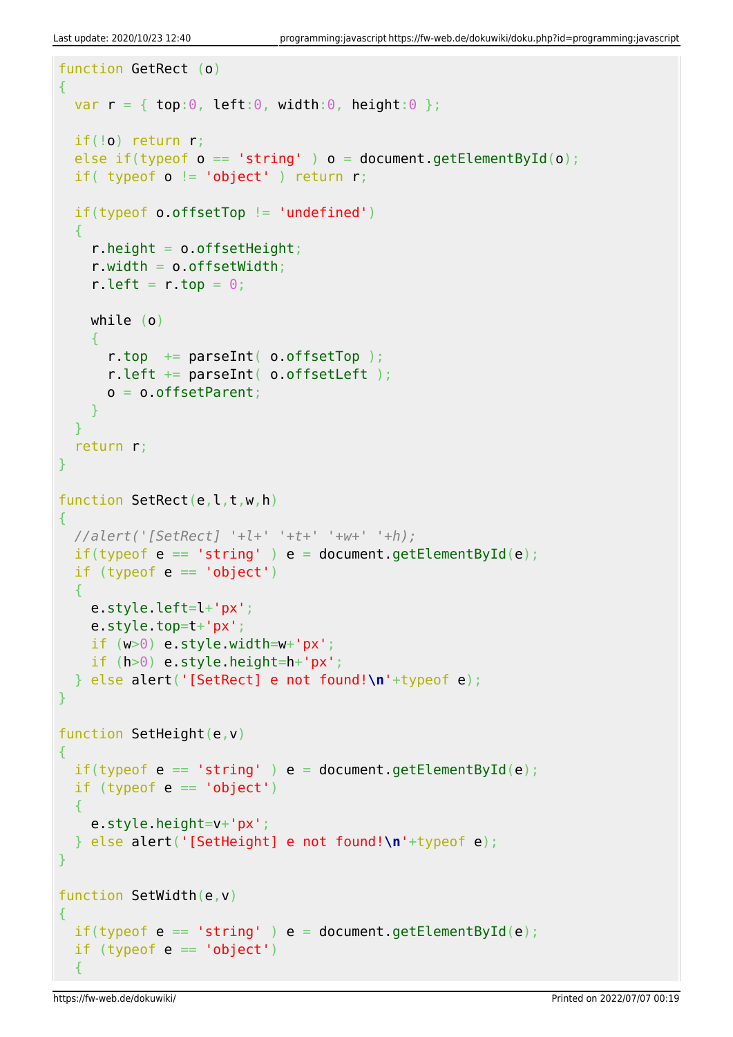```
function GetRect (o)
{
  var r = { top:0, left:0, width:0, height:0 };

  if(!o) return r;
  else if(typeof o == 'string' ) o = document.getElementById(o);
  if( typeof o != 'object' ) return r;

  if(typeof o.offsetTop != 'undefined')
  {
    r.height = o.offsetHeight;
    r.width = o.offsetWidth;
    r.left = r.top = 0;

    while (o)
    {
      r.top  += parseInt( o.offsetTop );
      r.left += parseInt( o.offsetLeft );
      o = o.offsetParent;
    }
  }
  return r;
}

function SetRect(e,l,t,w,h)
{
  //alert('[SetRect] '+l+' '+t+' '+w+' '+h);
  if(typeof e == 'string' ) e = document.getElementById(e);
  if (typeof e == 'object')
  {
    e.style.left=l+'px';
    e.style.top=t+'px';
    if (w>0) e.style.width=w+'px';
    if (h>0) e.style.height=h+'px';
  } else alert('[SetRect] e not found!\n'+typeof e);
}

function SetHeight(e,v)
{
  if(typeof e == 'string' ) e = document.getElementById(e);
  if (typeof e == 'object')
  {
    e.style.height=v+'px';
  } else alert('[SetHeight] e not found!\n'+typeof e);
}

function SetWidth(e,v)
{
  if(typeof e == 'string' ) e = document.getElementById(e);
  if (typeof e == 'object')
  {
```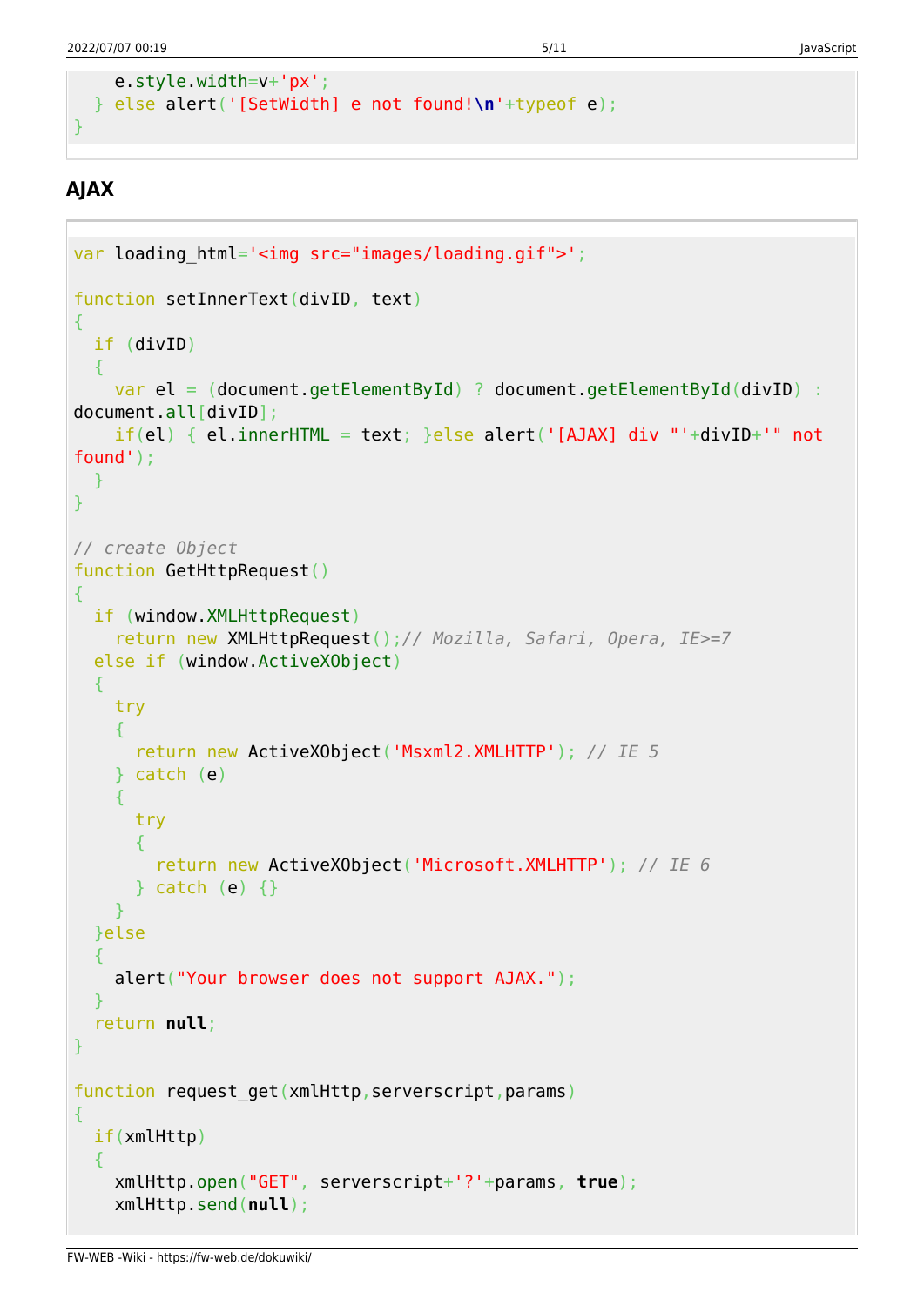```
    e.style.width=v+'px';
  } else alert('[SetWidth] e not found!\n'+typeof e);
}
```

## AJAX

```
var loading_html='<img src="images/loading.gif">';

function setInnerText(divID, text)
{
  if (divID)
  {
    var el = (document.getElementById) ? document.getElementById(divID) : document.all[divID];
    if(el) { el.innerHTML = text; }else alert('[AJAX] div "'+divID+'" not found');
  }
}

// create Object
function GetHttpRequest()
{
  if (window.XMLHttpRequest)
    return new XMLHttpRequest();// Mozilla, Safari, Opera, IE>=7
  else if (window.ActiveXObject)
  {
    try
    {
      return new ActiveXObject('Msxml2.XMLHTTP'); // IE 5
    } catch (e)
    {
      try
      {
        return new ActiveXObject('Microsoft.XMLHTTP'); // IE 6
      } catch (e) {}
    }
  }else
  {
    alert("Your browser does not support AJAX.");
  }
  return null;
}

function request_get(xmlHttp,serverscript,params)
{
  if(xmlHttp)
  {
    xmlHttp.open("GET", serverscript+'?'+params, true);
    xmlHttp.send(null);
```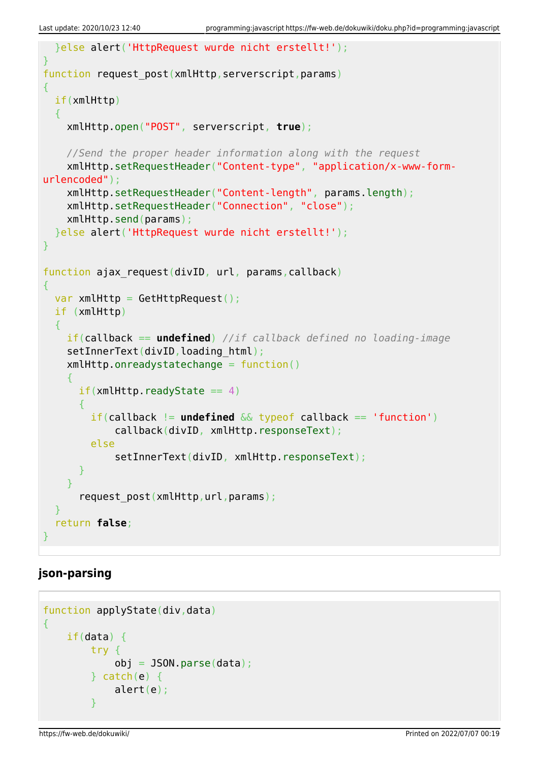```
  }else alert('HttpRequest wurde nicht erstellt!');
}
function request_post(xmlHttp,serverscript,params)
{
  if(xmlHttp)
  {
    xmlHttp.open("POST", serverscript, true);

    //Send the proper header information along with the request
    xmlHttp.setRequestHeader("Content-type", "application/x-www-form-urlencoded");
    xmlHttp.setRequestHeader("Content-length", params.length);
    xmlHttp.setRequestHeader("Connection", "close");
    xmlHttp.send(params);
  }else alert('HttpRequest wurde nicht erstellt!');
}

function ajax_request(divID, url, params,callback)
{
  var xmlHttp = GetHttpRequest();
  if (xmlHttp)
  {
    if(callback == undefined) //if callback defined no loading-image
    setInnerText(divID,loading_html);
    xmlHttp.onreadystatechange = function()
    {
      if(xmlHttp.readyState == 4)
      {
        if(callback != undefined && typeof callback == 'function')
            callback(divID, xmlHttp.responseText);
        else
            setInnerText(divID, xmlHttp.responseText);
      }
    }
      request_post(xmlHttp,url,params);
  }
  return false;
}
```

### json-parsing

```
function applyState(div,data)
{
    if(data) {
        try {
            obj = JSON.parse(data);
        } catch(e) {
            alert(e);
        }
```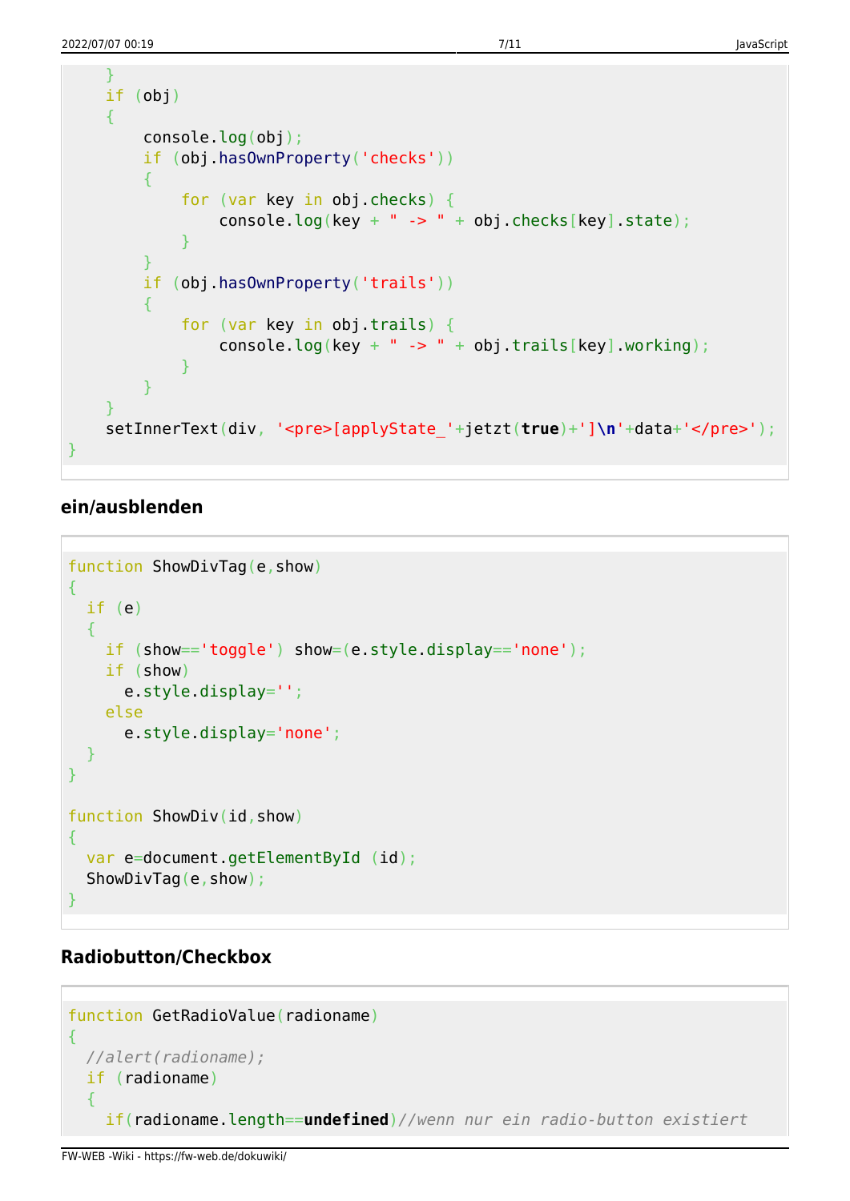```
    }
    if (obj)
    {
        console.log(obj);
        if (obj.hasOwnProperty('checks'))
        {
            for (var key in obj.checks) {
                console.log(key + " -> " + obj.checks[key].state);
            }
        }
        if (obj.hasOwnProperty('trails'))
        {
            for (var key in obj.trails) {
                console.log(key + " -> " + obj.trails[key].working);
            }
        }
    }
    setInnerText(div, '<pre>[applyState_'+jetzt(true)+']\n'+data+'</pre>');
}
```

### ein/ausblenden

```
function ShowDivTag(e,show)
{
  if (e)
  {
    if (show=='toggle') show=(e.style.display=='none');
    if (show)
      e.style.display='';
    else
      e.style.display='none';
  }
}

function ShowDiv(id,show)
{
  var e=document.getElementById (id);
  ShowDivTag(e,show);
}
```

### Radiobutton/Checkbox

```
function GetRadioValue(radioname)
{
  //alert(radioname);
  if (radioname)
  {
    if(radioname.length==undefined)//wenn nur ein radio-button existiert
```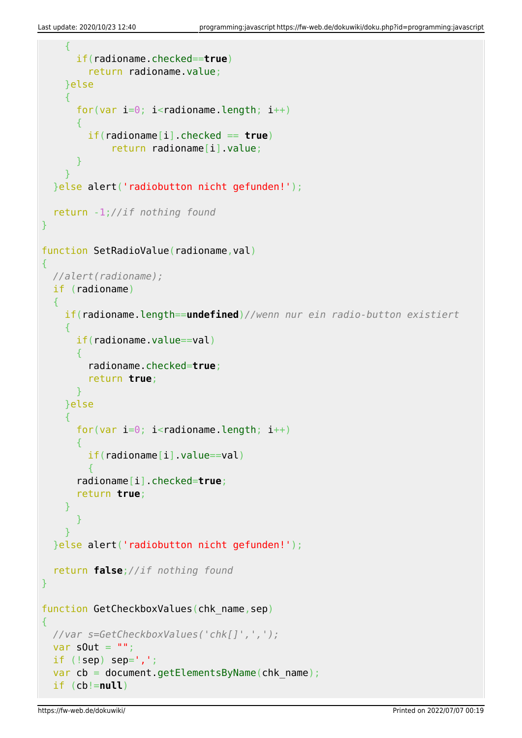```
    {
      if(radioname.checked==true)
        return radioname.value;
    }else
    {
      for(var i=0; i<radioname.length; i++)
      {
        if(radioname[i].checked == true)
            return radioname[i].value;
      }
    }
  }else alert('radiobutton nicht gefunden!');

  return -1;//if nothing found
}

function SetRadioValue(radioname,val)
{
  //alert(radioname);
  if (radioname)
  {
    if(radioname.length==undefined)//wenn nur ein radio-button existiert
    {
      if(radioname.value==val)
      {
        radioname.checked=true;
        return true;
      }
    }else
    {
      for(var i=0; i<radioname.length; i++)
      {
        if(radioname[i].value==val)
        {
      radioname[i].checked=true;
      return true;
    }
      }
    }
  }else alert('radiobutton nicht gefunden!');

  return false;//if nothing found
}

function GetCheckboxValues(chk_name,sep)
{
  //var s=GetCheckboxValues('chk[]',',');
  var sOut = "";
  if (!sep) sep=',';
  var cb = document.getElementsByName(chk_name);
  if (cb!=null)
```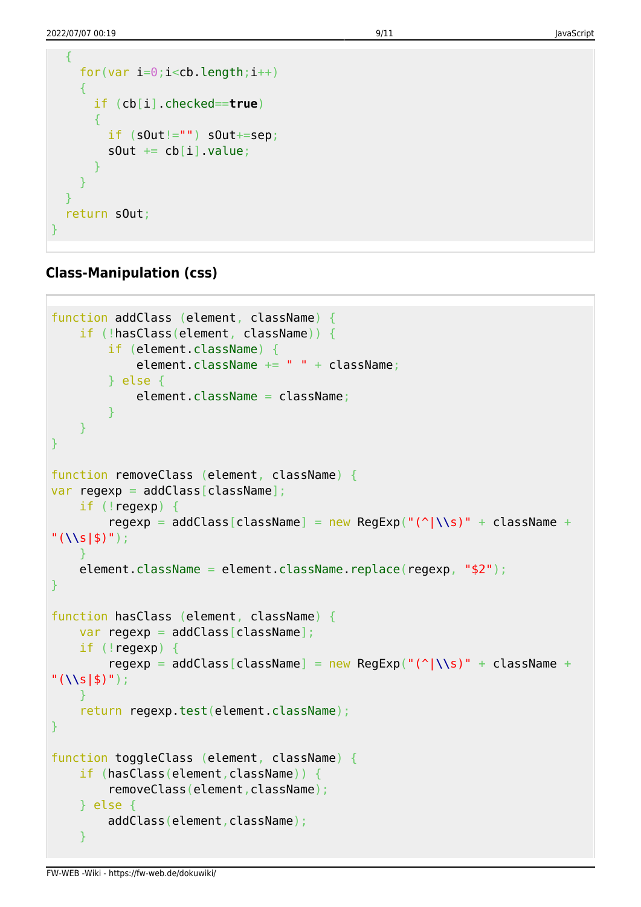```
  {
    for(var i=0;i<cb.length;i++)
    {
      if (cb[i].checked==true)
      {
        if (sOut!="") sOut+=sep;
        sOut += cb[i].value;
      }
    }
  }
  return sOut;
}
```

### Class-Manipulation (css)

```
function addClass (element, className) {
    if (!hasClass(element, className)) {
        if (element.className) {
            element.className += " " + className;
        } else {
            element.className = className;
        }
    }
}

function removeClass (element, className) {
var regexp = addClass[className];
    if (!regexp) {
        regexp = addClass[className] = new RegExp("(^|\\s)" + className +
"(\\s|$)");
    }
    element.className = element.className.replace(regexp, "$2");
}

function hasClass (element, className) {
    var regexp = addClass[className];
    if (!regexp) {
        regexp = addClass[className] = new RegExp("(^|\\s)" + className +
"(\\s|$)");
    }
    return regexp.test(element.className);
}

function toggleClass (element, className) {
    if (hasClass(element,className)) {
        removeClass(element,className);
    } else {
        addClass(element,className);
    }
```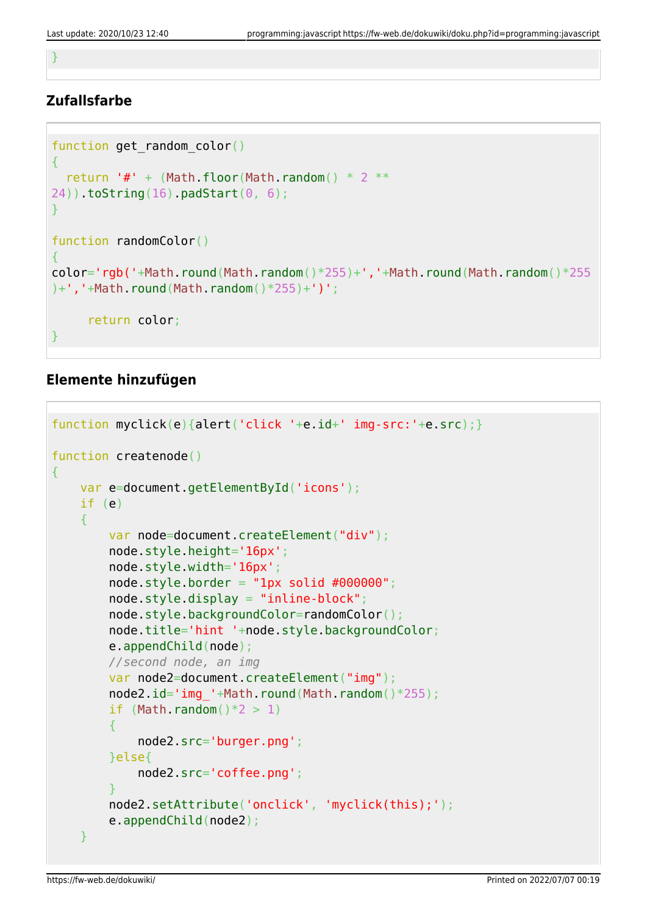```
}
```

## Zufallsfarbe

```
function get_random_color()
{
  return '#' + (Math.floor(Math.random() * 2 **
24)).toString(16).padStart(0, 6);
}

function randomColor()
{
color='rgb('+Math.round(Math.random()*255)+','+Math.round(Math.random()*255
)+','+Math.round(Math.random()*255)+')';

     return color;
}
```

## Elemente hinzufügen

```
function myclick(e){alert('click '+e.id+' img-src:'+e.src);}

function createnode()
{
    var e=document.getElementById('icons');
    if (e)
    {
        var node=document.createElement("div");
        node.style.height='16px';
        node.style.width='16px';
        node.style.border = "1px solid #000000";
        node.style.display = "inline-block";
        node.style.backgroundColor=randomColor();
        node.title='hint '+node.style.backgroundColor;
        e.appendChild(node);
        //second node, an img
        var node2=document.createElement("img");
        node2.id='img_'+Math.round(Math.random()*255);
        if (Math.random()*2 > 1)
        {
            node2.src='burger.png';
        }else{
            node2.src='coffee.png';
        }
        node2.setAttribute('onclick', 'myclick(this);');
        e.appendChild(node2);
    }
```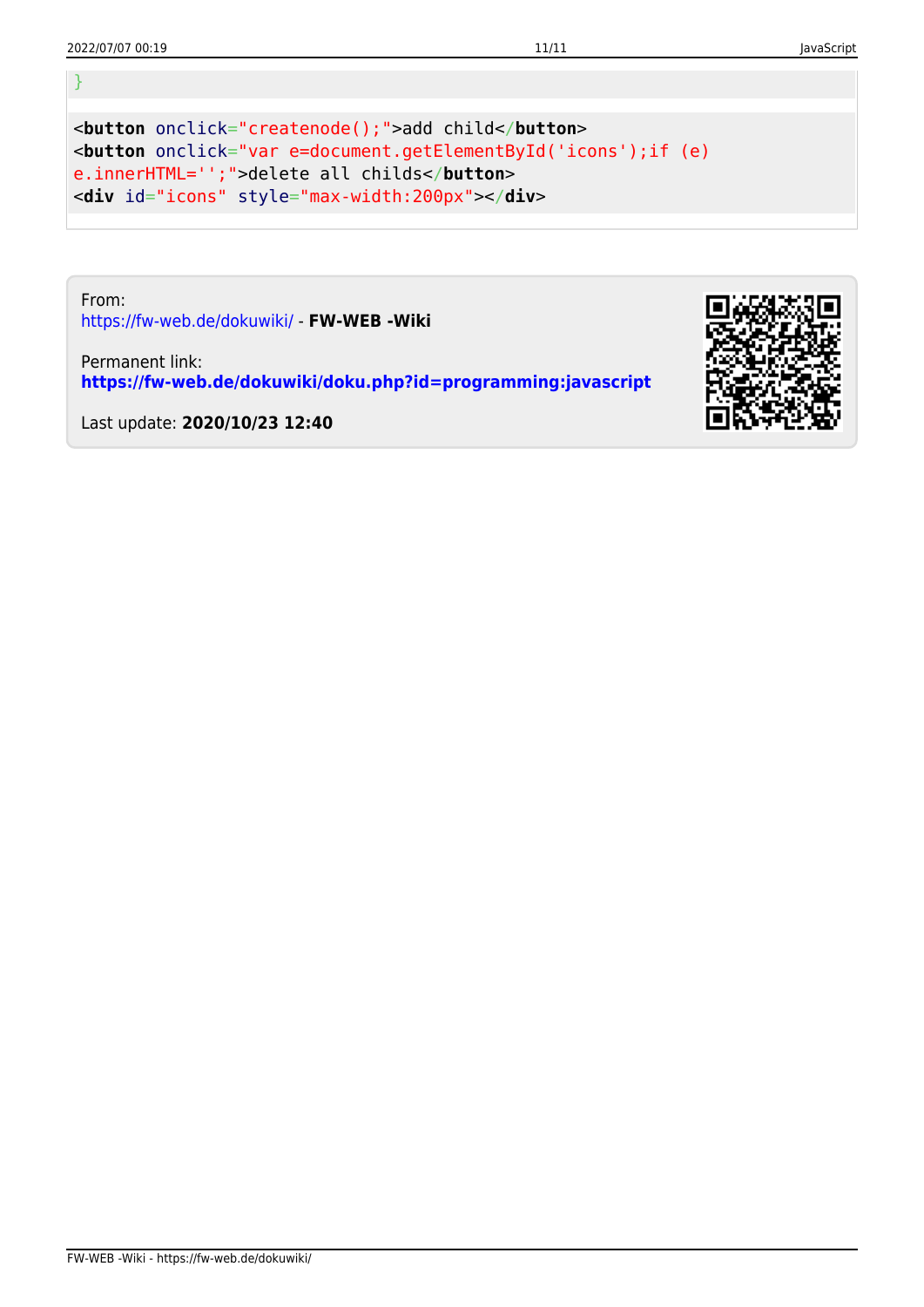```
}
```

```
<button onclick="createnode();">add child</button>
<button onclick="var e=document.getElementById('icons');if (e)
e.innerHTML='';">delete all childs</button>
<div id="icons" style="max-width:200px"></div>
```

From:
https://fw-web.de/dokuwiki/ - **FW-WEB -Wiki**

Permanent link:
**https://fw-web.de/dokuwiki/doku.php?id=programming:javascript**

Last update: **2020/10/23 12:40**